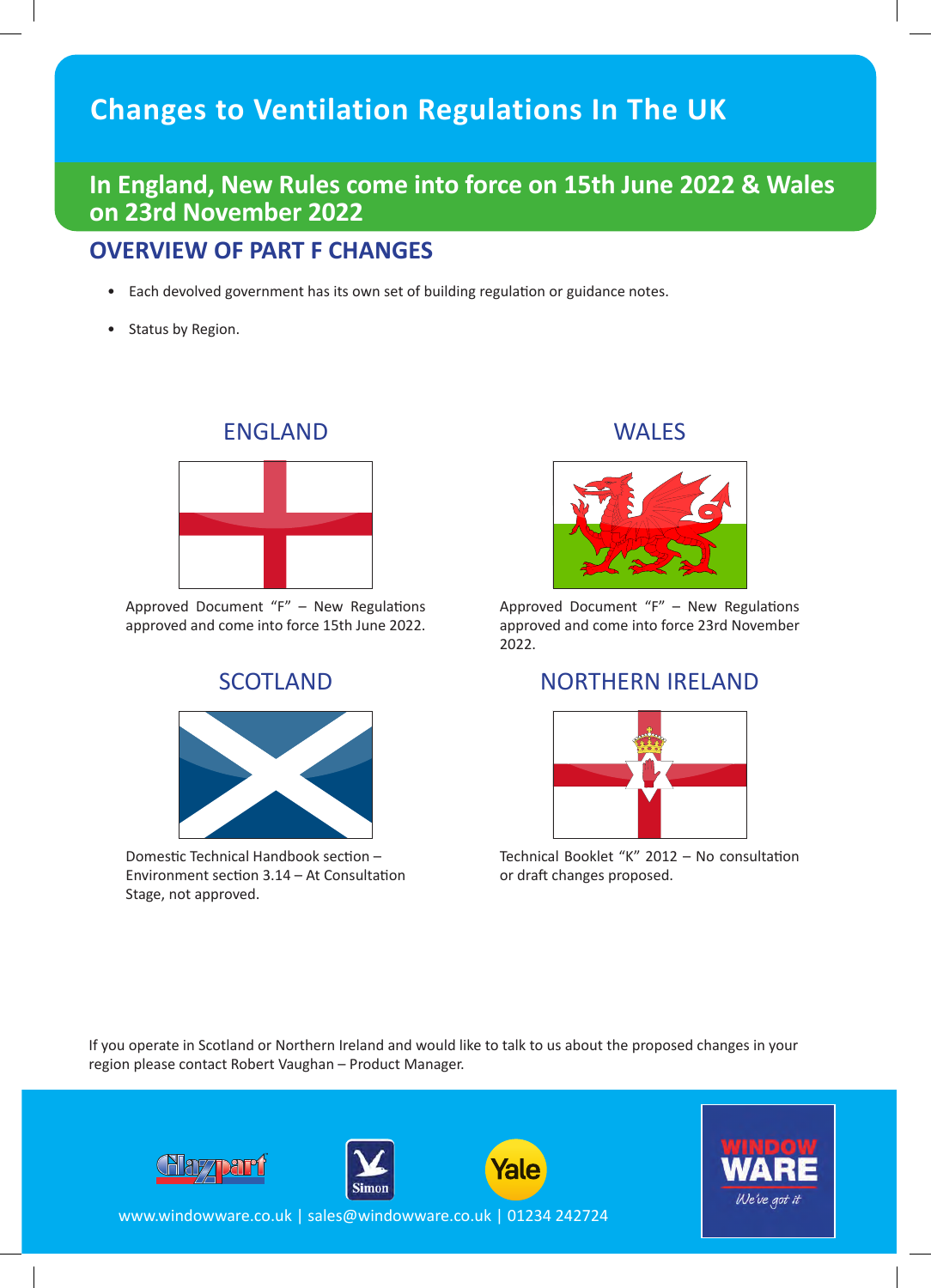# Changes to Ventilation Regulations In The UK

## In England, New Rules come into force on 15th June 2022 & Wales on 23rd November 2022

### OVERVIEW OF PART F CHANGES

- Each devolved government has its own set of building regulation or guidance notes.
- Status by Region.

#### ENGLAND

Approved Document "F" – New Regulations approved and come into force 15th June 2022.

#### WALES

Approved Document "F" – New Regulations approved and come into force 23rd November 2022.

#### SCOTLAND

Domestic Technical Handbook section – Environment section 3.14 – At Consultation Stage, not approved.

#### NORTHERN IRELAND

Technical Booklet "K" 2012 – No consultation or draft changes proposed.

If you operate in Scotland or Northern Ireland and would like to talk to us about the proposed changes in your region please contact Robert Vaughan – Product Manager.

www.windowware.co.uk | sales@windowware.co.uk | 01234 242724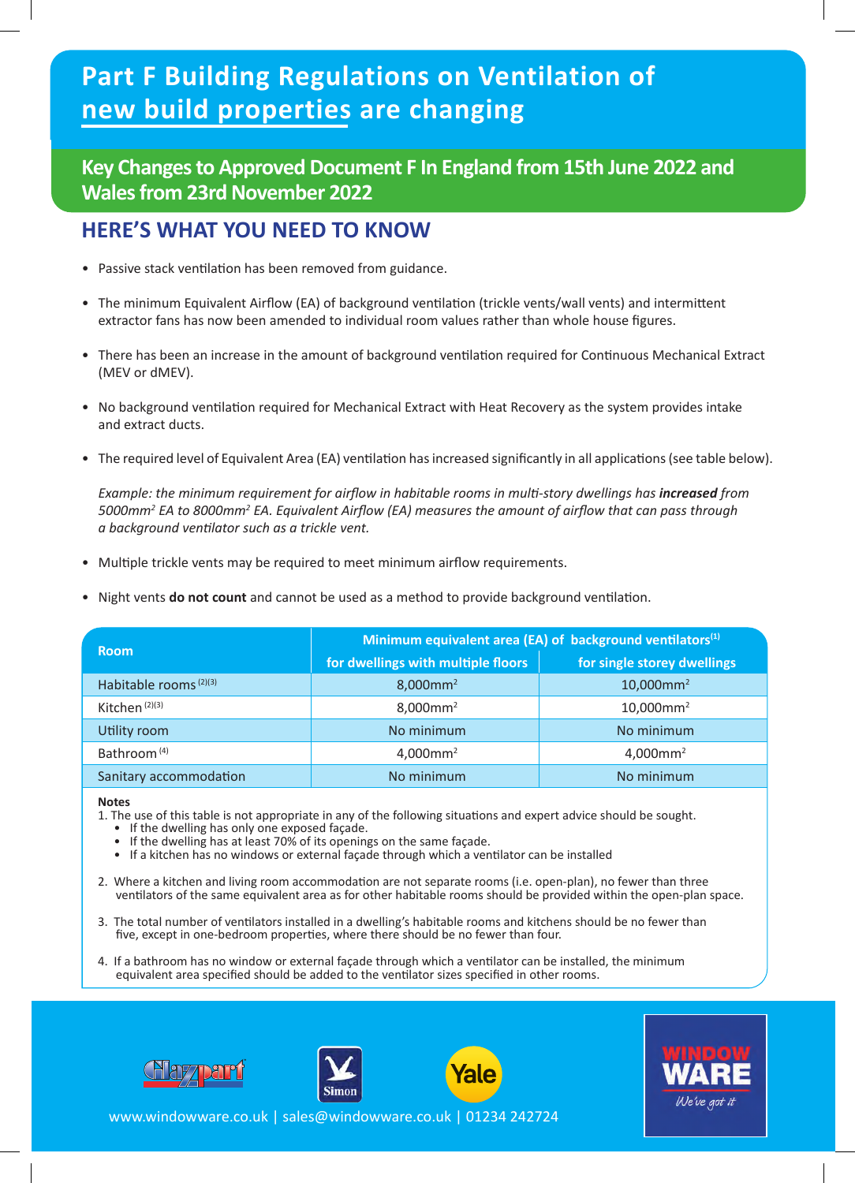# Part F Building Regulations on Ventilation of new build properties are changing

## Key Changes to Approved Document F In England from 15th June 2022 and Wales from 23rd November 2022

## HERE'S WHAT YOU NEED TO KNOW

- Passive stack ventilation has been removed from guidance.
- The minimum Equivalent Airflow (EA) of background ventilation (trickle vents/wall vents) and intermittent extractor fans has now been amended to individual room values rather than whole house figures.
- There has been an increase in the amount of background ventilation required for Continuous Mechanical Extract (MEV or dMEV).
- No background ventilation required for Mechanical Extract with Heat Recovery as the system provides intake and extract ducts.
- The required level of Equivalent Area (EA) ventilation has increased significantly in all applications (see table below).

  *Example: the minimum requirement for airflow in habitable rooms in multi-story dwellings has **increased** from 5000mm² EA to 8000mm² EA. Equivalent Airflow (EA) measures the amount of airflow that can pass through a background ventilator such as a trickle vent.*

- Multiple trickle vents may be required to meet minimum airflow requirements.
- Night vents **do not count** and cannot be used as a method to provide background ventilation.

| Room | Minimum equivalent area (EA) of background ventilators[1] | |
|---|---|---|
| | for dwellings with multiple floors | for single storey dwellings |
| Habitable rooms [2][3] | 8,000mm² | 10,000mm² |
| Kitchen [2][3] | 8,000mm² | 10,000mm² |
| Utility room | No minimum | No minimum |
| Bathroom [4] | 4,000mm² | 4,000mm² |
| Sanitary accommodation | No minimum | No minimum |

**Notes**

1. The use of this table is not appropriate in any of the following situations and expert advice should be sought.
   - If the dwelling has only one exposed façade.
   - If the dwelling has at least 70% of its openings on the same façade.
   - If a kitchen has no windows or external façade through which a ventilator can be installed
2. Where a kitchen and living room accommodation are not separate rooms (i.e. open-plan), no fewer than three ventilators of the same equivalent area as for other habitable rooms should be provided within the open-plan space.
3. The total number of ventilators installed in a dwelling's habitable rooms and kitchens should be no fewer than five, except in one-bedroom properties, where there should be no fewer than four.
4. If a bathroom has no window or external façade through which a ventilator can be installed, the minimum equivalent area specified should be added to the ventilator sizes specified in other rooms.

www.windowware.co.uk | sales@windowware.co.uk | 01234 242724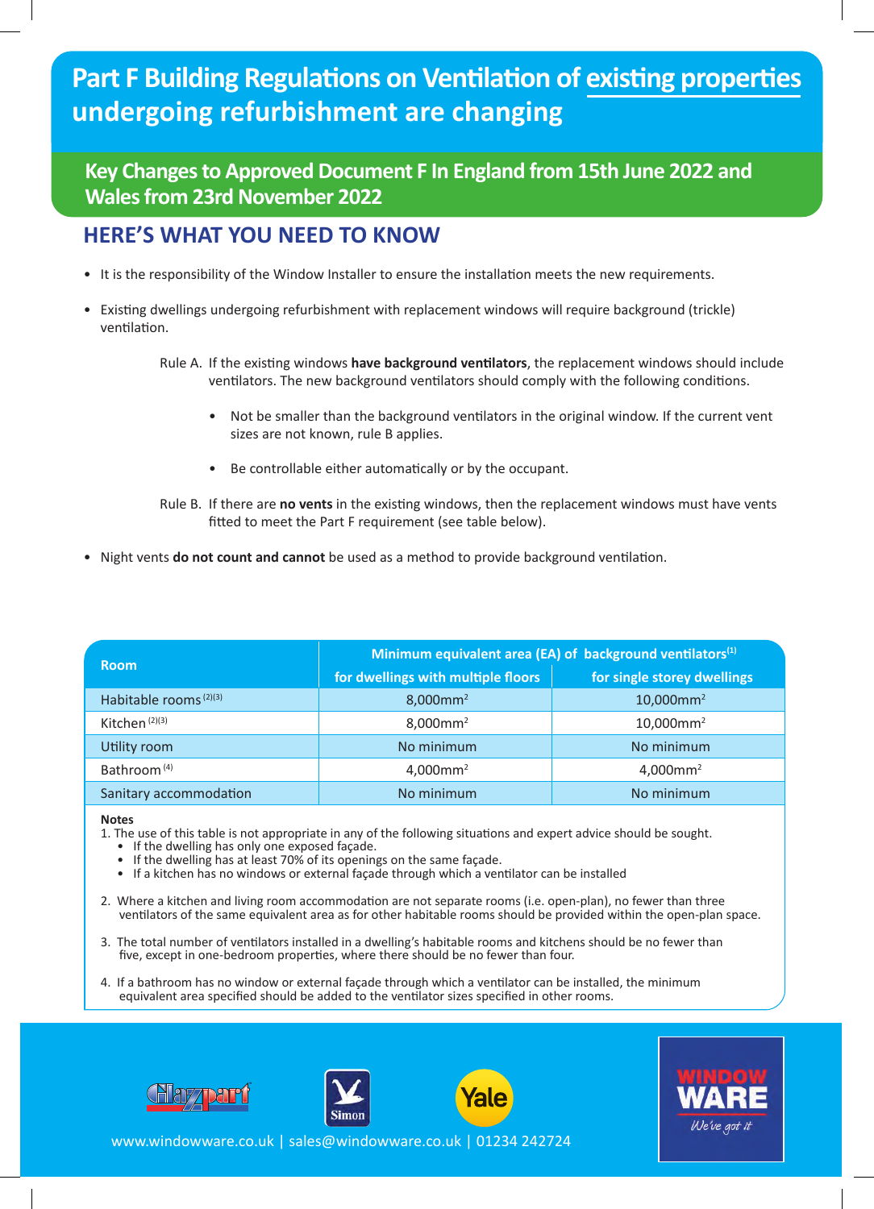# Part F Building Regulations on Ventilation of existing properties undergoing refurbishment are changing

## Key Changes to Approved Document F In England from 15th June 2022 and Wales from 23rd November 2022

## HERE'S WHAT YOU NEED TO KNOW

- It is the responsibility of the Window Installer to ensure the installation meets the new requirements.
- Existing dwellings undergoing refurbishment with replacement windows will require background (trickle) ventilation.

  Rule A. If the existing windows **have background ventilators**, the replacement windows should include ventilators. The new background ventilators should comply with the following conditions.

  - Not be smaller than the background ventilators in the original window. If the current vent sizes are not known, rule B applies.
  - Be controllable either automatically or by the occupant.

  Rule B. If there are **no vents** in the existing windows, then the replacement windows must have vents fitted to meet the Part F requirement (see table below).

- Night vents **do not count and cannot** be used as a method to provide background ventilation.

| Room | Minimum equivalent area (EA) of background ventilators[1] | |
|---|---|---|
| | for dwellings with multiple floors | for single storey dwellings |
| Habitable rooms [2][3] | 8,000mm$^2$ | 10,000mm$^2$ |
| Kitchen [2][3] | 8,000mm$^2$ | 10,000mm$^2$ |
| Utility room | No minimum | No minimum |
| Bathroom [4] | 4,000mm$^2$ | 4,000mm$^2$ |
| Sanitary accommodation | No minimum | No minimum |

**Notes**

1. The use of this table is not appropriate in any of the following situations and expert advice should be sought.
   - If the dwelling has only one exposed façade.
   - If the dwelling has at least 70% of its openings on the same façade.
   - If a kitchen has no windows or external façade through which a ventilator can be installed
2. Where a kitchen and living room accommodation are not separate rooms (i.e. open-plan), no fewer than three ventilators of the same equivalent area as for other habitable rooms should be provided within the open-plan space.
3. The total number of ventilators installed in a dwelling's habitable rooms and kitchens should be no fewer than five, except in one-bedroom properties, where there should be no fewer than four.
4. If a bathroom has no window or external façade through which a ventilator can be installed, the minimum equivalent area specified should be added to the ventilator sizes specified in other rooms.

www.windowware.co.uk | sales@windowware.co.uk | 01234 242724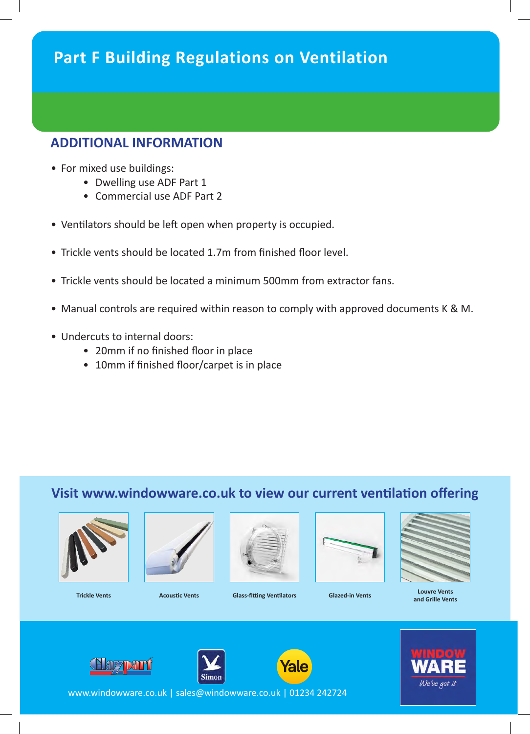# Part F Building Regulations on Ventilation

## ADDITIONAL INFORMATION

- For mixed use buildings:
  - Dwelling use ADF Part 1
  - Commercial use ADF Part 2
- Ventilators should be left open when property is occupied.
- Trickle vents should be located 1.7m from finished floor level.
- Trickle vents should be located a minimum 500mm from extractor fans.
- Manual controls are required within reason to comply with approved documents K & M.
- Undercuts to internal doors:
  - 20mm if no finished floor in place
  - 10mm if finished floor/carpet is in place

## Visit www.windowware.co.uk to view our current ventilation offering

Trickle Vents

Acoustic Vents

Glass-fitting Ventilators

Glazed-in Vents

Louvre Vents and Grille Vents

Glazpart

Simon

Yale

www.windowware.co.uk | sales@windowware.co.uk | 01234 242724

WINDOW WARE *We've got it*